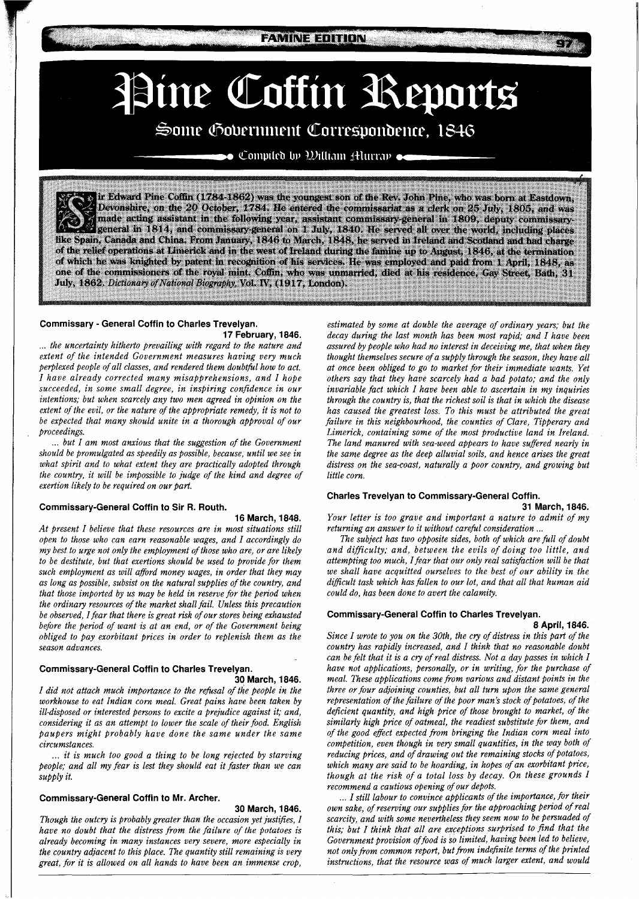# Pine Coffin Reports

## Some Government Correspondence, 1846

Compiled by William Murray

Sir Edward Pine Coffin (1784-1862) was the youngest son of the Rev. John Pine, who was born at Eastdown, Devonshire, on the 20 October, 1784. He entered the commissariat as a clerk on 25 July, 1805, and was made acting assistant in the following year, assistant commissary-general in 1809, deputy commissary-general in 1814, and commissary-general on 1 July, 1840. He served all over the world, including places like Spain, Canada and China. From January, 1846 to March, 1848, he served in Ireland and Scotland and had charge of the relief operations at Limerick and in the west of Ireland during the famine up to August, 1846, at the termination of which he was knighted by patent in recognition of his services. He was employed and paid from 1 April, 1848, as one of the commissioners of the royal mint. Coffin, who was unmarried, died at his residence, Gay Street, Bath, 31 July, 1862. *Dictionary of National Biography*, Vol. IV, (1917, London).

### Commissary - General Coffin to Charles Trevelyan.

**17 February, 1846.**

*... the uncertainty hitherto prevailing with regard to the nature and extent of the intended Government measures having very much perplexed people of all classes, and rendered them doubtful how to act. I have already corrected many misapprehensions, and I hope succeeded, in some small degree, in inspiring confidence in our intentions; but when scarcely any two men agreed in opinion on the extent of the evil, or the nature of the appropriate remedy, it is not to be expected that many should unite in a thorough approval of our proceedings.*

*... but I am most anxious that the suggestion of the Government should be promulgated as speedily as possible, because, until we see in what spirit and to what extent they are practically adopted through the country, it will be impossible to judge of the kind and degree of exertion likely to be required on our part.*

### Commissary-General Coffin to Sir R. Routh.

**16 March, 1848.**

*At present I believe that these resources are in most situations still open to those who can earn reasonable wages, and I accordingly do my best to urge not only the employment of those who are, or are likely to be destitute, but that exertions should be used to provide for them such employment as will afford money wages, in order that they may as long as possible, subsist on the natural supplies of the country, and that those imported by us may be held in reserve for the period when the ordinary resources of the market shall fail. Unless this precaution be observed, I fear that there is great risk of our stores being exhausted before the period of want is at an end, or of the Government being obliged to pay exorbitant prices in order to replenish them as the season advances.*

### Commissary-General Coffin to Charles Trevelyan.

**30 March, 1846.**

*I did not attach much importance to the refusal of the people in the workhouse to eat Indian corn meal. Great pains have been taken by ill-disposed or interested persons to excite a prejudice against it; and, considering it as an attempt to lower the scale of their food. English paupers might probably have done the same under the same circumstances.*

*... it is much too good a thing to be long rejected by starving people; and all my fear is lest they should eat it faster than we can supply it.*

### Commissary-General Coffin to Mr. Archer.

**30 March, 1846.**

*Though the outcry is probably greater than the occasion yet justifies, I have no doubt that the distress from the failure of the potatoes is already becoming in many instances very severe, more especially in the country adjacent to this place. The quantity still remaining is very great, for it is allowed on all hands to have been an immense crop, estimated by some at double the average of ordinary years; but the decay during the last month has been most rapid; and I have been assured by people who had no interest in deceiving me, that when they thought themselves secure of a supply through the season, they have all at once been obliged to go to market for their immediate wants. Yet others say that they have scarcely had a bad potato; and the only invariable fact which I have been able to ascertain in my inquiries through the country is, that the richest soil is that in which the disease has caused the greatest loss. To this must be attributed the great failure in this neighbourhood, the counties of Clare, Tipperary and Limerick, containing some of the most productive land in Ireland. The land manured with sea-weed appears to have suffered nearly in the same degree as the deep alluvial soils, and hence arises the great distress on the sea-coast, naturally a poor country, and growing but little corn.*

### Charles Trevelyan to Commissary-General Coffin.

**31 March, 1846.**

*Your letter is too grave and important a nature to admit of my returning an answer to it without careful consideration ...*

*The subject has two opposite sides, both of which are full of doubt and difficulty; and, between the evils of doing too little, and attempting too much, I fear that our only real satisfaction will be that we shall have acquitted ourselves to the best of our ability in the difficult task which has fallen to our lot, and that all that human aid could do, has been done to avert the calamity.*

### Commissary-General Coffin to Charles Trevelyan.

**8 April, 1846.**

*Since I wrote to you on the 30th, the cry of distress in this part of the country has rapidly increased, and I think that no reasonable doubt can be felt that it is a cry of real distress. Not a day passes in which I have not applications, personally, or in writing, for the purchase of meal. These applications come from various and distant points in the three or four adjoining counties, but all turn upon the same general representation of the failure of the poor man's stock of potatoes, of the deficient quantity, and high price of those brought to market, of the similarly high price of oatmeal, the readiest substitute for them, and of the good effect expected from bringing the Indian corn meal into competition, even though in very small quantities, in the way both of reducing prices, and of drawing out the remaining stocks of potatoes, which many are said to be hoarding, in hopes of an exorbitant price, though at the risk of a total loss by decay. On these grounds I recommend a cautious opening of our depots.*

*... I still labour to convince applicants of the importance, for their own sake, of reserving our supplies for the approaching period of real scarcity, and with some nevertheless they seem now to be persuaded of this; but I think that all are exceptions surprised to find that the Government provision of food is so limited, having been led to believe, not only from common report, but from indefinite terms of the printed instructions, that the resource was of much larger extent, and would*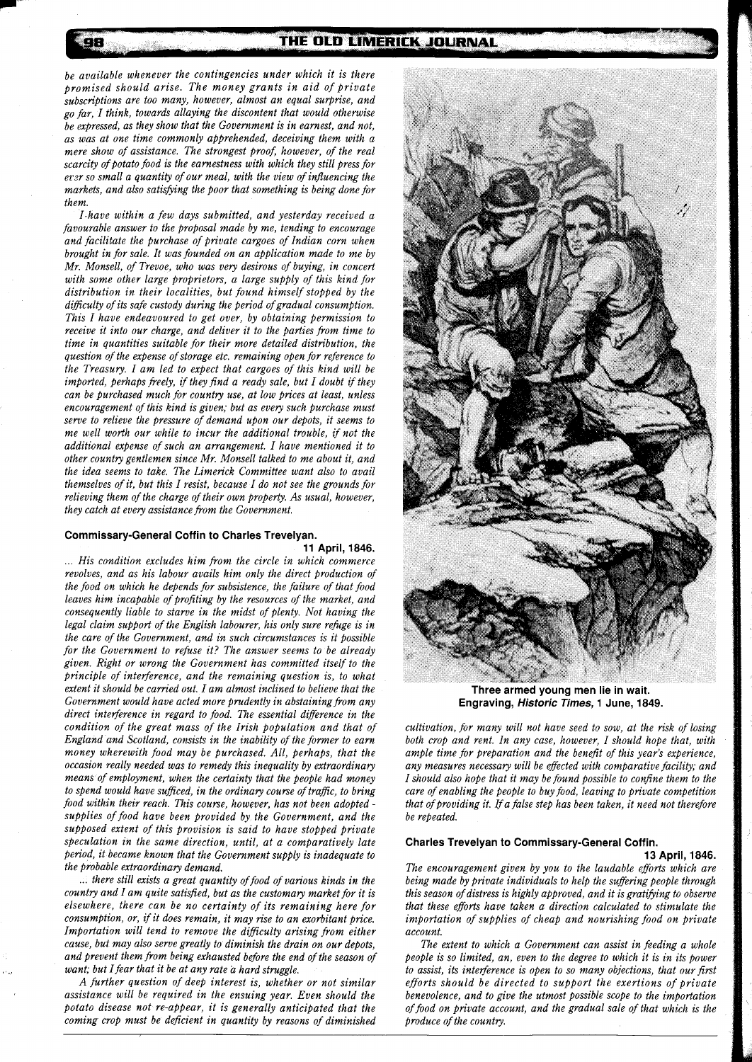*be available whenever the contingencies under which it is there promised should arise. The money grants in aid of private subscriptions are too many, however, almost an equal surprise, and go far, I think, towards allaying the discontent that would otherwise be expressed, as they show that the Government is in earnest, and not, as was at one time commonly apprehended, deceiving them with a mere show of assistance. The strongest proof, however, of the real scarcity of potato food is the earnestness with which they still press for ever so small a quantity of our meal, with the view of influencing the markets, and also satisfying the poor that something is being done for them.*

*I have within a few days submitted, and yesterday received a favourable answer to the proposal made by me, tending to encourage and facilitate the purchase of private cargoes of Indian corn when brought in for sale. It was founded on an application made to me by Mr. Monsell, of Trevoe, who was very desirous of buying, in concert with some other large proprietors, a large supply of this kind for distribution in their localities, but found himself stopped by the difficulty of its safe custody during the period of gradual consumption. This I have endeavoured to get over, by obtaining permission to receive it into our charge, and deliver it to the parties from time to time in quantities suitable for their more detailed distribution, the question of the expense of storage etc. remaining open for reference to the Treasury. I am led to expect that cargoes of this kind will be imported, perhaps freely, if they find a ready sale, but I doubt if they can be purchased much for country use, at low prices at least, unless encouragement of this kind is given; but as every such purchase must serve to relieve the pressure of demand upon our depots, it seems to me well worth our while to incur the additional trouble, if not the additional expense of such an arrangement. I have mentioned it to other country gentlemen since Mr. Monsell talked to me about it, and the idea seems to take. The Limerick Committee want also to avail themselves of it, but this I resist, because I do not see the grounds for relieving them of the charge of their own property. As usual, however, they catch at every assistance from the Government.*

#### Commissary-General Coffin to Charles Trevelyan.

**11 April, 1846.**

*... His condition excludes him from the circle in which commerce revolves, and as his labour avails him only the direct production of the food on which he depends for subsistence, the failure of that food leaves him incapable of profiting by the resources of the market, and consequently liable to starve in the midst of plenty. Not having the legal claim support of the English labourer, his only sure refuge is in the care of the Government, and in such circumstances is it possible for the Government to refuse it? The answer seems to be already given. Right or wrong the Government has committed itself to the principle of interference, and the remaining question is, to what extent it should be carried out. I am almost inclined to believe that the Government would have acted more prudently in abstaining from any direct interference in regard to food. The essential difference in the condition of the great mass of the Irish population and that of England and Scotland, consists in the inability of the former to earn money wherewith food may be purchased. All, perhaps, that the occasion really needed was to remedy this inequality by extraordinary means of employment, when the certainty that the people had money to spend would have sufficed, in the ordinary course of traffic, to bring food within their reach. This course, however, has not been adopted - supplies of food have been provided by the Government, and the supposed extent of this provision is said to have stopped private speculation in the same direction, until, at a comparatively late period, it became known that the Government supply is inadequate to the probable extraordinary demand.*

*... there still exists a great quantity of food of various kinds in the country and I am quite satisfied, but as the customary market for it is elsewhere, there can be no certainty of its remaining here for consumption, or, if it does remain, it may rise to an exorbitant price. Importation will tend to remove the difficulty arising from either cause, but may also serve greatly to diminish the drain on our depots, and prevent them from being exhausted before the end of the season of want; but I fear that it be at any rate a hard struggle.*

*A further question of deep interest is, whether or not similar assistance will be required in the ensuing year. Even should the potato disease not re-appear, it is generally anticipated that the coming crop must be deficient in quantity by reasons of diminished cultivation, for many will not have seed to sow, at the risk of losing both crop and rent. In any case, however, I should hope that, with ample time for preparation and the benefit of this year's experience, any measures necessary will be effected with comparative facility; and I should also hope that it may be found possible to confine them to the care of enabling the people to buy food, leaving to private competition that of providing it. If a false step has been taken, it need not therefore be repeated.*

**Three armed young men lie in wait. Engraving, *Historic Times*, 1 June, 1849.**

#### Charles Trevelyan to Commissary-General Coffin.

**13 April, 1846.**

*The encouragement given by you to the laudable efforts which are being made by private individuals to help the suffering people through this season of distress is highly approved, and it is gratifying to observe that these efforts have taken a direction calculated to stimulate the importation of supplies of cheap and nourishing food on private account.*

*The extent to which a Government can assist in feeding a whole people is so limited, an, even to the degree to which it is in its power to assist, its interference is open to so many objections, that our first efforts should be directed to support the exertions of private benevolence, and to give the utmost possible scope to the importation of food on private account, and the gradual sale of that which is the produce of the country.*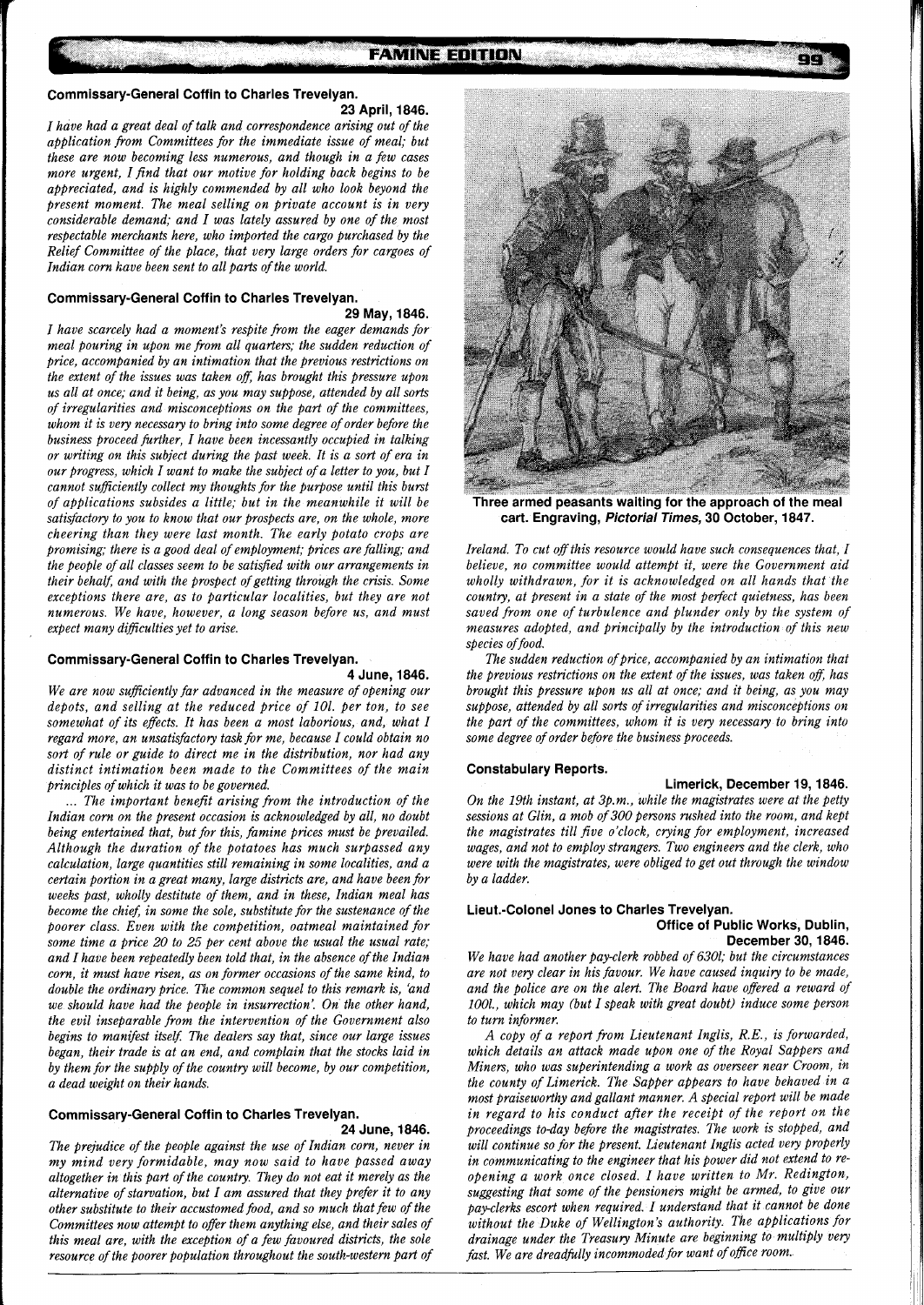### Commissary-General Coffin to Charles Trevelyan.

**23 April, 1846.**

*I have had a great deal of talk and correspondence arising out of the application from Committees for the immediate issue of meal; but these are now becoming less numerous, and though in a few cases more urgent, I find that our motive for holding back begins to be appreciated, and is highly commended by all who look beyond the present moment. The meal selling on private account is in very considerable demand; and I was lately assured by one of the most respectable merchants here, who imported the cargo purchased by the Relief Committee of the place, that very large orders for cargoes of Indian corn have been sent to all parts of the world.*

### Commissary-General Coffin to Charles Trevelyan.

**29 May, 1846.**

*I have scarcely had a moment's respite from the eager demands for meal pouring in upon me from all quarters; the sudden reduction of price, accompanied by an intimation that the previous restrictions on the extent of the issues was taken off, has brought this pressure upon us all at once; and it being, as you may suppose, attended by all sorts of irregularities and misconceptions on the part of the committees, whom it is very necessary to bring into some degree of order before the business proceed further, I have been incessantly occupied in talking or writing on this subject during the past week. It is a sort of era in our progress, which I want to make the subject of a letter to you, but I cannot sufficiently collect my thoughts for the purpose until this burst of applications subsides a little; but in the meanwhile it will be satisfactory to you to know that our prospects are, on the whole, more cheering than they were last month. The early potato crops are promising; there is a good deal of employment; prices are falling; and the people of all classes seem to be satisfied with our arrangements in their behalf, and with the prospect of getting through the crisis. Some exceptions there are, as to particular localities, but they are not numerous. We have, however, a long season before us, and must expect many difficulties yet to arise.*

### Commissary-General Coffin to Charles Trevelyan.

**4 June, 1846.**

*We are now sufficiently far advanced in the measure of opening our depots, and selling at the reduced price of 10l. per ton, to see somewhat of its effects. It has been a most laborious, and, what I regard more, an unsatisfactory task for me, because I could obtain no sort of rule or guide to direct me in the distribution, nor had any distinct intimation been made to the Committees of the main principles of which it was to be governed.*

*... The important benefit arising from the introduction of the Indian corn on the present occasion is acknowledged by all, no doubt being entertained that, but for this, famine prices must be prevailed. Although the duration of the potatoes has much surpassed any calculation, large quantities still remaining in some localities, and a certain portion in a great many, large districts are, and have been for weeks past, wholly destitute of them, and in these, Indian meal has become the chief, in some the sole, substitute for the sustenance of the poorer class. Even with the competition, oatmeal maintained for some time a price 20 to 25 per cent above the usual the usual rate; and I have been repeatedly been told that, in the absence of the Indian corn, it must have risen, as on former occasions of the same kind, to double the ordinary price. The common sequel to this remark is, 'and we should have had the people in insurrection'. On the other hand, the evil inseparable from the intervention of the Government also begins to manifest itself. The dealers say that, since our large issues began, their trade is at an end, and complain that the stocks laid in by them for the supply of the country will become, by our competition, a dead weight on their hands.*

### Commissary-General Coffin to Charles Trevelyan.

**24 June, 1846.**

*The prejudice of the people against the use of Indian corn, never in my mind very formidable, may now said to have passed away altogether in this part of the country. They do not eat it merely as the alternative of starvation, but I am assured that they prefer it to any other substitute to their accustomed food, and so much that few of the Committees now attempt to offer them anything else, and their sales of this meal are, with the exception of a few favoured districts, the sole resource of the poorer population throughout the south-western part of Ireland. To cut off this resource would have such consequences that, I believe, no committee would attempt it, were the Government aid wholly withdrawn, for it is acknowledged on all hands that the country, at present in a state of the most perfect quietness, has been saved from one of turbulence and plunder only by the system of measures adopted, and principally by the introduction of this new species of food.*

*The sudden reduction of price, accompanied by an intimation that the previous restrictions on the extent of the issues, was taken off, has brought this pressure upon us all at once; and it being, as you may suppose, attended by all sorts of irregularities and misconceptions on the part of the committees, whom it is very necessary to bring into some degree of order before the business proceeds.*

**Three armed peasants waiting for the approach of the meal cart. Engraving, *Pictorial Times*, 30 October, 1847.**

### Constabulary Reports.

**Limerick, December 19, 1846.**

*On the 19th instant, at 3p.m., while the magistrates were at the petty sessions at Glin, a mob of 300 persons rushed into the room, and kept the magistrates till five o'clock, crying for employment, increased wages, and not to employ strangers. Two engineers and the clerk, who were with the magistrates, were obliged to get out through the window by a ladder.*

### Lieut.-Colonel Jones to Charles Trevelyan.

**Office of Public Works, Dublin,**
**December 30, 1846.**

*We have had another pay-clerk robbed of 630l; but the circumstances are not very clear in his favour. We have caused inquiry to be made, and the police are on the alert. The Board have offered a reward of 100l., which may (but I speak with great doubt) induce some person to turn informer.*

*A copy of a report from Lieutenant Inglis, R.E., is forwarded, which details an attack made upon one of the Royal Sappers and Miners, who was superintending a work as overseer near Croom, in the county of Limerick. The Sapper appears to have behaved in a most praiseworthy and gallant manner. A special report will be made in regard to his conduct after the receipt of the report on the proceedings to-day before the magistrates. The work is stopped, and will continue so for the present. Lieutenant Inglis acted very properly in communicating to the engineer that his power did not extend to re-opening a work once closed. I have written to Mr. Redington, suggesting that some of the pensioners might be armed, to give our pay-clerks escort when required. I understand that it cannot be done without the Duke of Wellington's authority. The applications for drainage under the Treasury Minute are beginning to multiply very fast. We are dreadfully incommoded for want of office room.*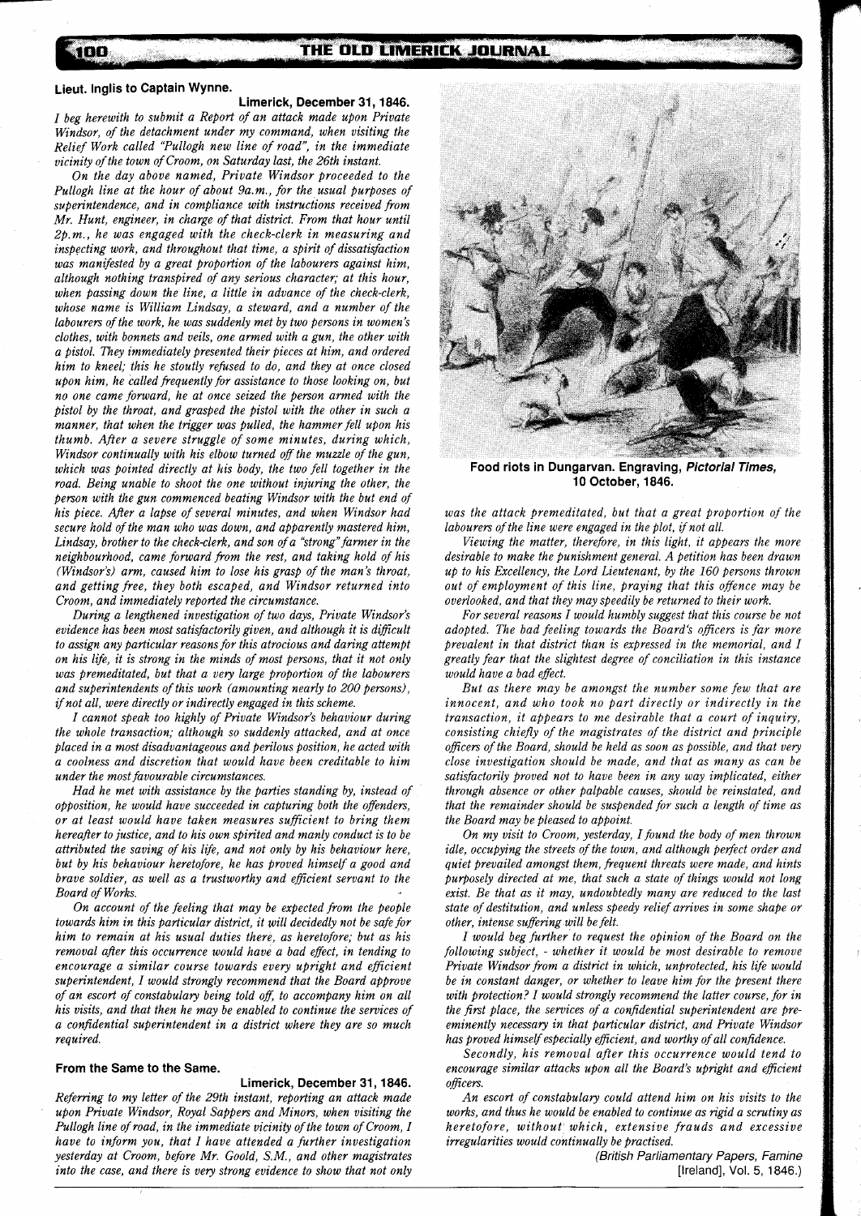#### Lieut. Inglis to Captain Wynne.

**Limerick, December 31, 1846.**

*I beg herewith to submit a Report of an attack made upon Private Windsor, of the detachment under my command, when visiting the Relief Work called "Pullogh new line of road", in the immediate vicinity of the town of Croom, on Saturday last, the 26th instant.*

*On the day above named, Private Windsor proceeded to the Pullogh line at the hour of about 9a.m., for the usual purposes of superintendence, and in compliance with instructions received from Mr. Hunt, engineer, in charge of that district. From that hour until 2p.m., he was engaged with the check-clerk in measuring and inspecting work, and throughout that time, a spirit of dissatisfaction was manifested by a great proportion of the labourers against him, although nothing transpired of any serious character; at this hour, when passing down the line, a little in advance of the check-clerk, whose name is William Lindsay, a steward, and a number of the labourers of the work, he was suddenly met by two persons in women's clothes, with bonnets and veils, one armed with a gun, the other with a pistol. They immediately presented their pieces at him, and ordered him to kneel; this he stoutly refused to do, and they at once closed upon him, he called frequently for assistance to those looking on, but no one came forward, he at once seized the person armed with the pistol by the throat, and grasped the pistol with the other in such a manner, that when the trigger was pulled, the hammer fell upon his thumb. After a severe struggle of some minutes, during which, Windsor continually with his elbow turned off the muzzle of the gun, which was pointed directly at his body, the two fell together in the road. Being unable to shoot the one without injuring the other, the person with the gun commenced beating Windsor with the but end of his piece. After a lapse of several minutes, and when Windsor had secure hold of the man who was down, and apparently mastered him, Lindsay, brother to the check-clerk, and son of a "strong" farmer in the neighbourhood, came forward from the rest, and taking hold of his (Windsor's) arm, caused him to lose his grasp of the man's throat, and getting free, they both escaped, and Windsor returned into Croom, and immediately reported the circumstance.*

*During a lengthened investigation of two days, Private Windsor's evidence has been most satisfactorily given, and although it is difficult to assign any particular reasons for this atrocious and daring attempt on his life, it is strong in the minds of most persons, that it not only was premeditated, but that a very large proportion of the labourers and superintendents of this work (amounting nearly to 200 persons), if not all, were directly or indirectly engaged in this scheme.*

*I cannot speak too highly of Private Windsor's behaviour during the whole transaction; although so suddenly attacked, and at once placed in a most disadvantageous and perilous position, he acted with a coolness and discretion that would have been creditable to him under the most favourable circumstances.*

*Had he met with assistance by the parties standing by, instead of opposition, he would have succeeded in capturing both the offenders, or at least would have taken measures sufficient to bring them hereafter to justice, and to his own spirited and manly conduct is to be attributed the saving of his life, and not only by his behaviour here, but by his behaviour heretofore, he has proved himself a good and brave soldier, as well as a trustworthy and efficient servant to the Board of Works.*

*On account of the feeling that may be expected from the people towards him in this particular district, it will decidedly not be safe for him to remain at his usual duties there, as heretofore; but as his removal after this occurrence would have a bad effect, in tending to encourage a similar course towards every upright and efficient superintendent, I would strongly recommend that the Board approve of an escort of constabulary being told off, to accompany him on all his visits, and that then he may be enabled to continue the services of a confidential superintendent in a district where they are so much required.*

#### From the Same to the Same.

**Limerick, December 31, 1846.**

*Referring to my letter of the 29th instant, reporting an attack made upon Private Windsor, Royal Sappers and Minors, when visiting the Pullogh line of road, in the immediate vicinity of the town of Croom, I have to inform you, that I have attended a further investigation yesterday at Croom, before Mr. Goold, S.M., and other magistrates into the case, and there is very strong evidence to show that not only was the attack premeditated, but that a great proportion of the labourers of the line were engaged in the plot, if not all.*

**Food riots in Dungarvan. Engraving, *Pictorial Times*, 10 October, 1846.**

*Viewing the matter, therefore, in this light, it appears the more desirable to make the punishment general. A petition has been drawn up to his Excellency, the Lord Lieutenant, by the 160 persons thrown out of employment of this line, praying that this offence may be overlooked, and that they may speedily be returned to their work.*

*For several reasons I would humbly suggest that this course be not adopted. The bad feeling towards the Board's officers is far more prevalent in that district than is expressed in the memorial, and I greatly fear that the slightest degree of conciliation in this instance would have a bad effect.*

*But as there may be amongst the number some few that are innocent, and who took no part directly or indirectly in the transaction, it appears to me desirable that a court of inquiry, consisting chiefly of the magistrates of the district and principle officers of the Board, should be held as soon as possible, and that very close investigation should be made, and that as many as can be satisfactorily proved not to have been in any way implicated, either through absence or other palpable causes, should be reinstated, and that the remainder should be suspended for such a length of time as the Board may be pleased to appoint.*

*On my visit to Croom, yesterday, I found the body of men thrown idle, occupying the streets of the town, and although perfect order and quiet prevailed amongst them, frequent threats were made, and hints purposely directed at me, that such a state of things would not long exist. Be that as it may, undoubtedly many are reduced to the last state of destitution, and unless speedy relief arrives in some shape or other, intense suffering will be felt.*

*I would beg further to request the opinion of the Board on the following subject, - whether it would be most desirable to remove Private Windsor from a district in which, unprotected, his life would be in constant danger, or whether to leave him for the present there with protection? I would strongly recommend the latter course, for in the first place, the services of a confidential superintendent are pre-eminently necessary in that particular district, and Private Windsor has proved himself especially efficient, and worthy of all confidence.*

*Secondly, his removal after this occurrence would tend to encourage similar attacks upon all the Board's upright and efficient officers.*

*An escort of constabulary could attend him on his visits to the works, and thus he would be enabled to continue as rigid a scrutiny as heretofore, without which, extensive frauds and excessive irregularities would continually be practised.*

(British Parliamentary Papers, Famine [Ireland], Vol. 5, 1846.)